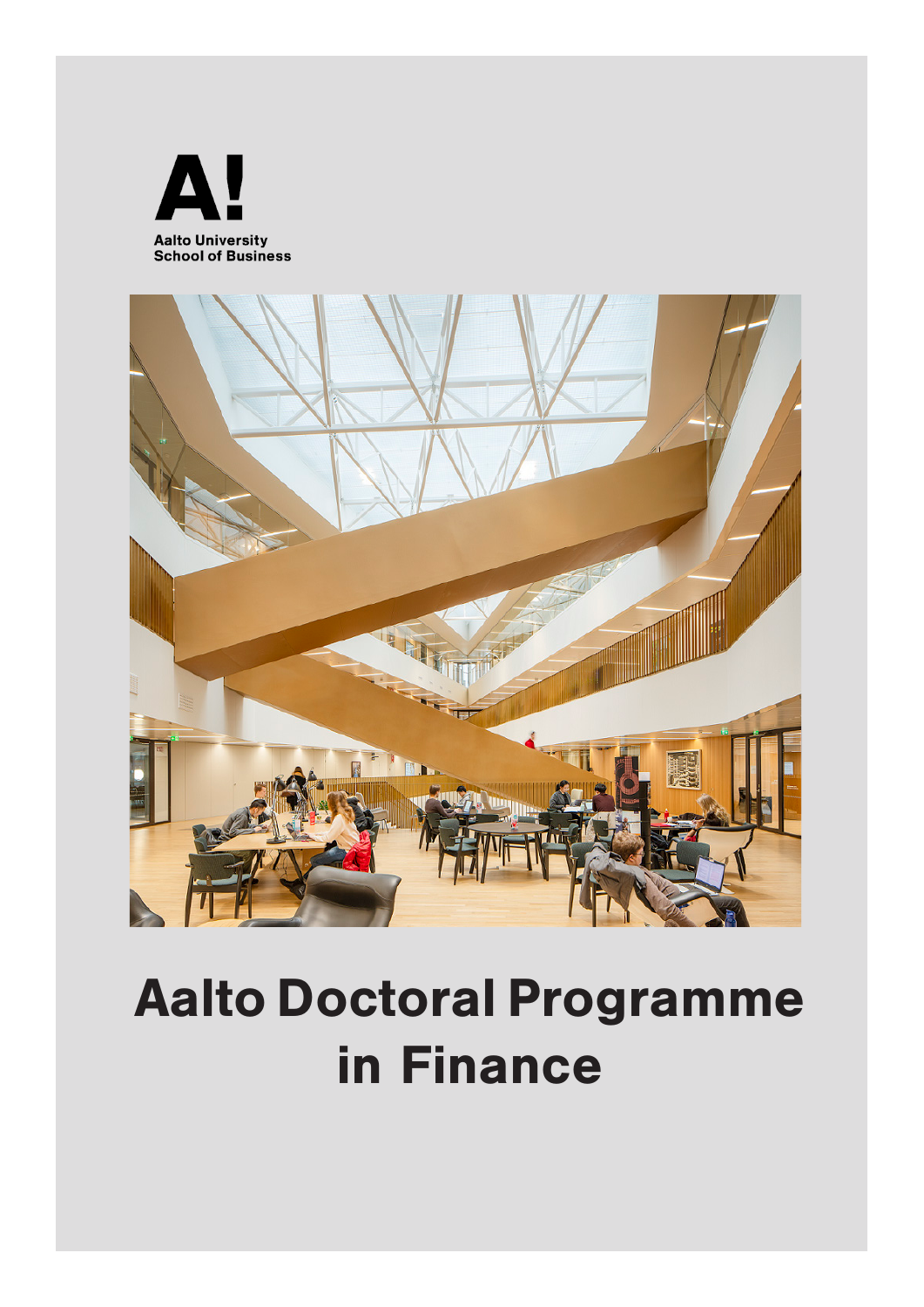A!

Aalto University
School of Business

# Aalto Doctoral Programme in Finance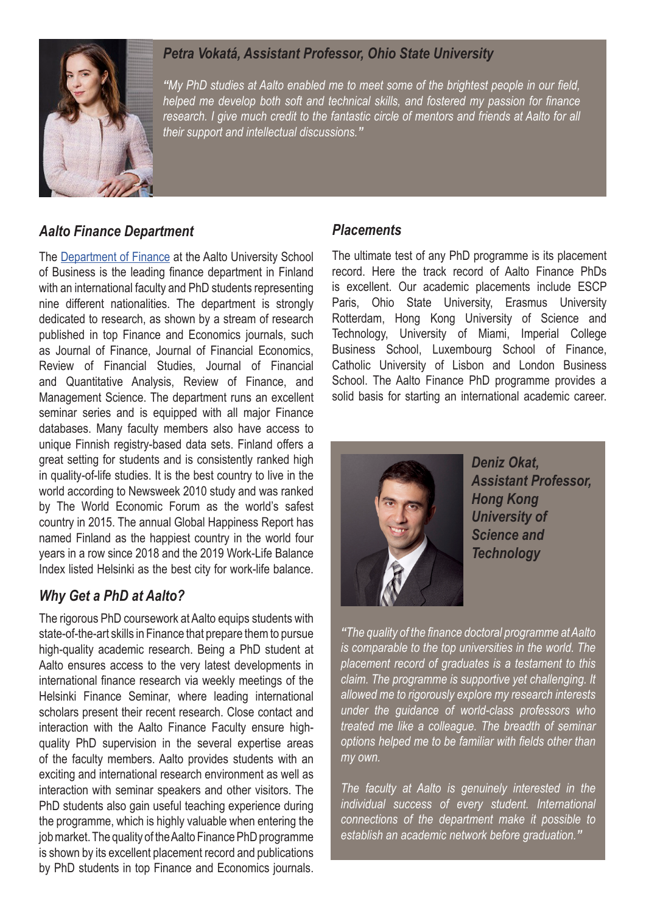*Petra Vokatá, Assistant Professor, Ohio State University*

*"My PhD studies at Aalto enabled me to meet some of the brightest people in our field, helped me develop both soft and technical skills, and fostered my passion for finance research. I give much credit to the fantastic circle of mentors and friends at Aalto for all their support and intellectual discussions."*

## *Aalto Finance Department*

The Department of Finance at the Aalto University School of Business is the leading finance department in Finland with an international faculty and PhD students representing nine different nationalities. The department is strongly dedicated to research, as shown by a stream of research published in top Finance and Economics journals, such as Journal of Finance, Journal of Financial Economics, Review of Financial Studies, Journal of Financial and Quantitative Analysis, Review of Finance, and Management Science. The department runs an excellent seminar series and is equipped with all major Finance databases. Many faculty members also have access to unique Finnish registry-based data sets. Finland offers a great setting for students and is consistently ranked high in quality-of-life studies. It is the best country to live in the world according to Newsweek 2010 study and was ranked by The World Economic Forum as the world's safest country in 2015. The annual Global Happiness Report has named Finland as the happiest country in the world four years in a row since 2018 and the 2019 Work-Life Balance Index listed Helsinki as the best city for work-life balance.

## *Why Get a PhD at Aalto?*

The rigorous PhD coursework at Aalto equips students with state-of-the-art skills in Finance that prepare them to pursue high-quality academic research. Being a PhD student at Aalto ensures access to the very latest developments in international finance research via weekly meetings of the Helsinki Finance Seminar, where leading international scholars present their recent research. Close contact and interaction with the Aalto Finance Faculty ensure high-quality PhD supervision in the several expertise areas of the faculty members. Aalto provides students with an exciting and international research environment as well as interaction with seminar speakers and other visitors. The PhD students also gain useful teaching experience during the programme, which is highly valuable when entering the job market. The quality of the Aalto Finance PhD programme is shown by its excellent placement record and publications by PhD students in top Finance and Economics journals.

## *Placements*

The ultimate test of any PhD programme is its placement record. Here the track record of Aalto Finance PhDs is excellent. Our academic placements include ESCP Paris, Ohio State University, Erasmus University Rotterdam, Hong Kong University of Science and Technology, University of Miami, Imperial College Business School, Luxembourg School of Finance, Catholic University of Lisbon and London Business School. The Aalto Finance PhD programme provides a solid basis for starting an international academic career.

***Deniz Okat, Assistant Professor, Hong Kong University of Science and Technology***

*"The quality of the finance doctoral programme at Aalto is comparable to the top universities in the world. The placement record of graduates is a testament to this claim. The programme is supportive yet challenging. It allowed me to rigorously explore my research interests under the guidance of world-class professors who treated me like a colleague. The breadth of seminar options helped me to be familiar with fields other than my own.*

*The faculty at Aalto is genuinely interested in the individual success of every student. International connections of the department make it possible to establish an academic network before graduation."*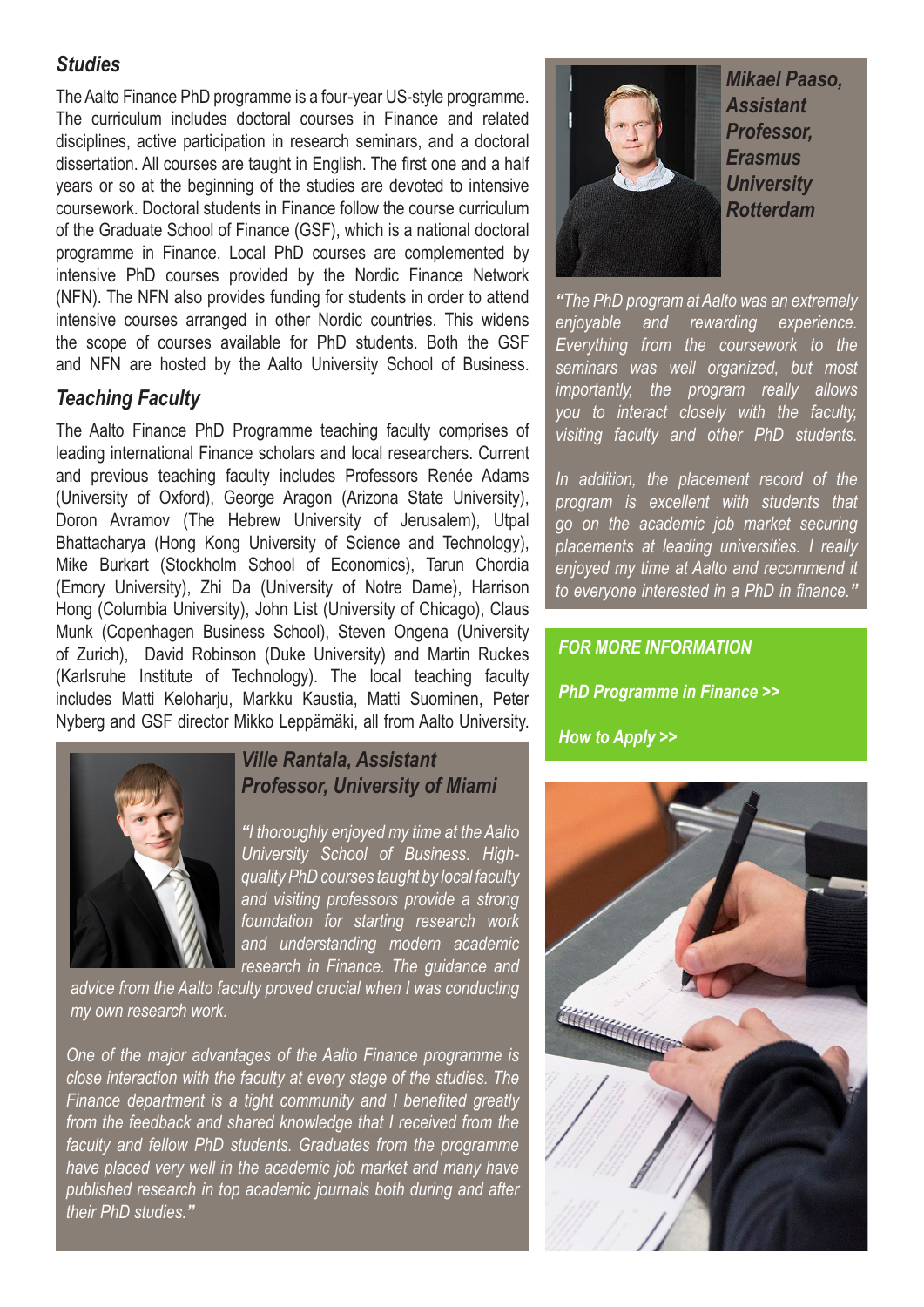## *Studies*

The Aalto Finance PhD programme is a four-year US-style programme. The curriculum includes doctoral courses in Finance and related disciplines, active participation in research seminars, and a doctoral dissertation. All courses are taught in English. The first one and a half years or so at the beginning of the studies are devoted to intensive coursework. Doctoral students in Finance follow the course curriculum of the Graduate School of Finance (GSF), which is a national doctoral programme in Finance. Local PhD courses are complemented by intensive PhD courses provided by the Nordic Finance Network (NFN). The NFN also provides funding for students in order to attend intensive courses arranged in other Nordic countries. This widens the scope of courses available for PhD students. Both the GSF and NFN are hosted by the Aalto University School of Business.

## *Teaching Faculty*

The Aalto Finance PhD Programme teaching faculty comprises of leading international Finance scholars and local researchers. Current and previous teaching faculty includes Professors Renée Adams (University of Oxford), George Aragon (Arizona State University), Doron Avramov (The Hebrew University of Jerusalem), Utpal Bhattacharya (Hong Kong University of Science and Technology), Mike Burkart (Stockholm School of Economics), Tarun Chordia (Emory University), Zhi Da (University of Notre Dame), Harrison Hong (Columbia University), John List (University of Chicago), Claus Munk (Copenhagen Business School), Steven Ongena (University of Zurich), David Robinson (Duke University) and Martin Ruckes (Karlsruhe Institute of Technology). The local teaching faculty includes Matti Keloharju, Markku Kaustia, Matti Suominen, Peter Nyberg and GSF director Mikko Leppämäki, all from Aalto University.

### *Ville Rantala, Assistant Professor, University of Miami*

*"I thoroughly enjoyed my time at the Aalto University School of Business. High-quality PhD courses taught by local faculty and visiting professors provide a strong foundation for starting research work and understanding modern academic research in Finance. The guidance and advice from the Aalto faculty proved crucial when I was conducting my own research work.*

*One of the major advantages of the Aalto Finance programme is close interaction with the faculty at every stage of the studies. The Finance department is a tight community and I benefited greatly from the feedback and shared knowledge that I received from the faculty and fellow PhD students. Graduates from the programme have placed very well in the academic job market and many have published research in top academic journals both during and after their PhD studies."*

### *Mikael Paaso, Assistant Professor, Erasmus University Rotterdam*

*"The PhD program at Aalto was an extremely enjoyable and rewarding experience. Everything from the coursework to the seminars was well organized, but most importantly, the program really allows you to interact closely with the faculty, visiting faculty and other PhD students.*

*In addition, the placement record of the program is excellent with students that go on the academic job market securing placements at leading universities. I really enjoyed my time at Aalto and recommend it to everyone interested in a PhD in finance."*

***FOR MORE INFORMATION***

***PhD Programme in Finance >>***

***How to Apply >>***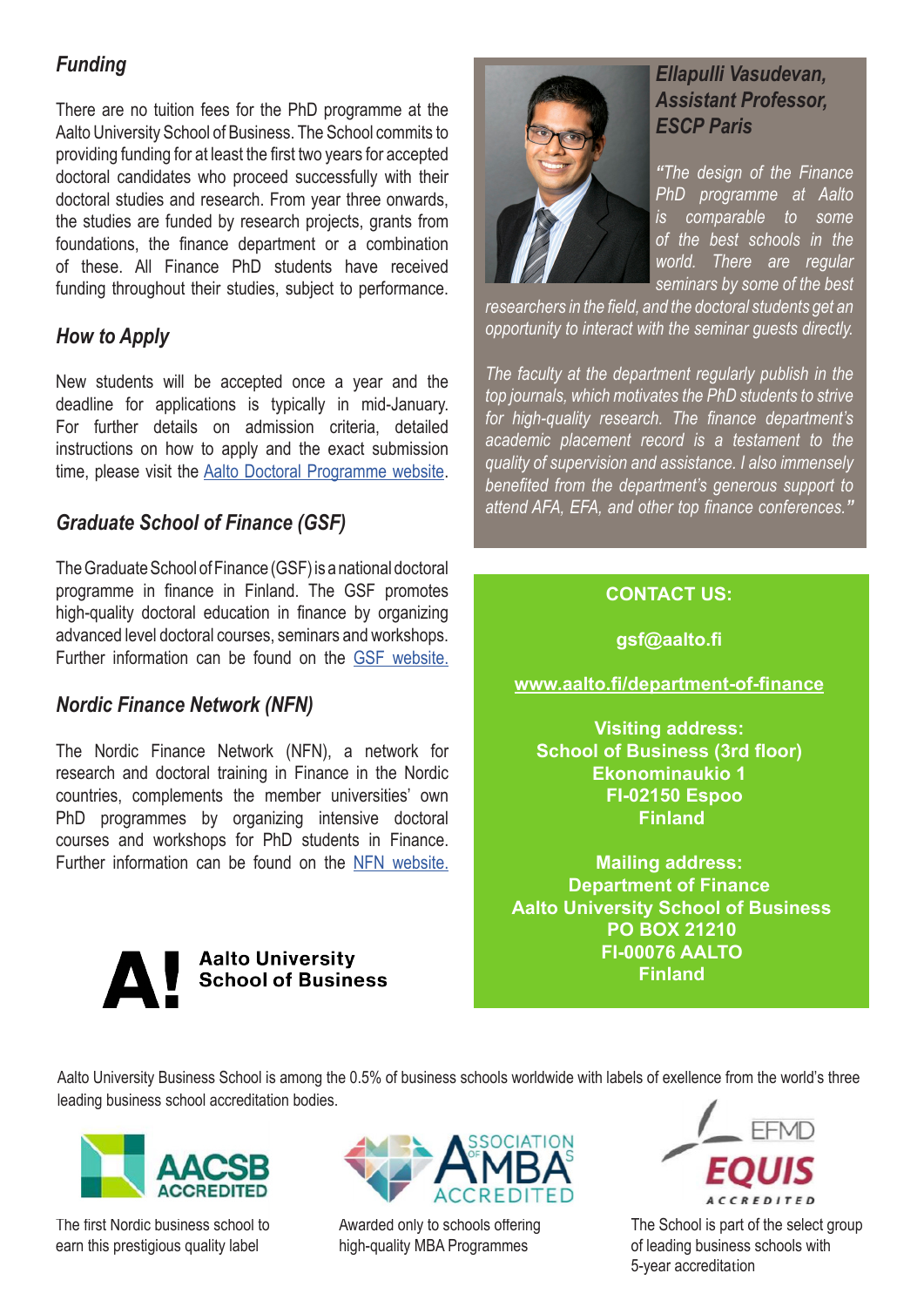## Funding

There are no tuition fees for the PhD programme at the Aalto University School of Business. The School commits to providing funding for at least the first two years for accepted doctoral candidates who proceed successfully with their doctoral studies and research. From year three onwards, the studies are funded by research projects, grants from foundations, the finance department or a combination of these. All Finance PhD students have received funding throughout their studies, subject to performance.

## How to Apply

New students will be accepted once a year and the deadline for applications is typically in mid-January. For further details on admission criteria, detailed instructions on how to apply and the exact submission time, please visit the [Aalto Doctoral Programme website](Aalto Doctoral Programme website).

## Graduate School of Finance (GSF)

The Graduate School of Finance (GSF) is a national doctoral programme in finance in Finland. The GSF promotes high-quality doctoral education in finance by organizing advanced level doctoral courses, seminars and workshops. Further information can be found on the [GSF website.](GSF website)

## Nordic Finance Network (NFN)

The Nordic Finance Network (NFN), a network for research and doctoral training in Finance in the Nordic countries, complements the member universities' own PhD programmes by organizing intensive doctoral courses and workshops for PhD students in Finance. Further information can be found on the [NFN website.](NFN website)

**Aalto University School of Business**

***Ellapulli Vasudevan, Assistant Professor, ESCP Paris***

*"The design of the Finance PhD programme at Aalto is comparable to some of the best schools in the world. There are regular seminars by some of the best researchers in the field, and the doctoral students get an opportunity to interact with the seminar guests directly.*

*The faculty at the department regularly publish in the top journals, which motivates the PhD students to strive for high-quality research. The finance department's academic placement record is a testament to the quality of supervision and assistance. I also immensely benefited from the department's generous support to attend AFA, EFA, and other top finance conferences."*

**CONTACT US:**

**gsf@aalto.fi**

**[www.aalto.fi/department-of-finance](www.aalto.fi/department-of-finance)**

**Visiting address:**
**School of Business (3rd floor)**
**Ekonominaukio 1**
**FI-02150 Espoo**
**Finland**

**Mailing address:**
**Department of Finance**
**Aalto University School of Business**
**PO BOX 21210**
**FI-00076 AALTO**
**Finland**

Aalto University Business School is among the 0.5% of business schools worldwide with labels of exellence from the world's three leading business school accreditation bodies.

AACSB ACCREDITED

The first Nordic business school to earn this prestigious quality label

ASSOCIATION OF MBAS ACCREDITED

Awarded only to schools offering high-quality MBA Programmes

EFMD EQUIS ACCREDITED

The School is part of the select group of leading business schools with 5-year accreditation